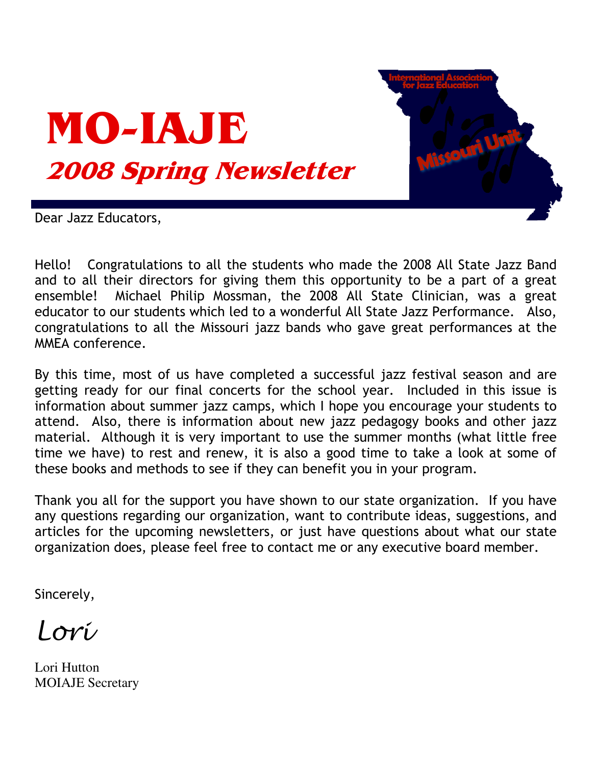# MO-IAJE

## 2008 Spring Newsletter

Dear Jazz Educators,

Hello! Congratulations to all the students who made the 2008 All State Jazz Band and to all their directors for giving them this opportunity to be a part of a great ensemble! Michael Philip Mossman, the 2008 All State Clinician, was a great educator to our students which led to a wonderful All State Jazz Performance. Also, congratulations to all the Missouri jazz bands who gave great performances at the MMEA conference.

By this time, most of us have completed a successful jazz festival season and are getting ready for our final concerts for the school year. Included in this issue is information about summer jazz camps, which I hope you encourage your students to attend. Also, there is information about new jazz pedagogy books and other jazz material. Although it is very important to use the summer months (what little free time we have) to rest and renew, it is also a good time to take a look at some of these books and methods to see if they can benefit you in your program.

Thank you all for the support you have shown to our state organization. If you have any questions regarding our organization, want to contribute ideas, suggestions, and articles for the upcoming newsletters, or just have questions about what our state organization does, please feel free to contact me or any executive board member.

Sincerely,

*Lori*

Lori Hutton
MOIAJE Secretary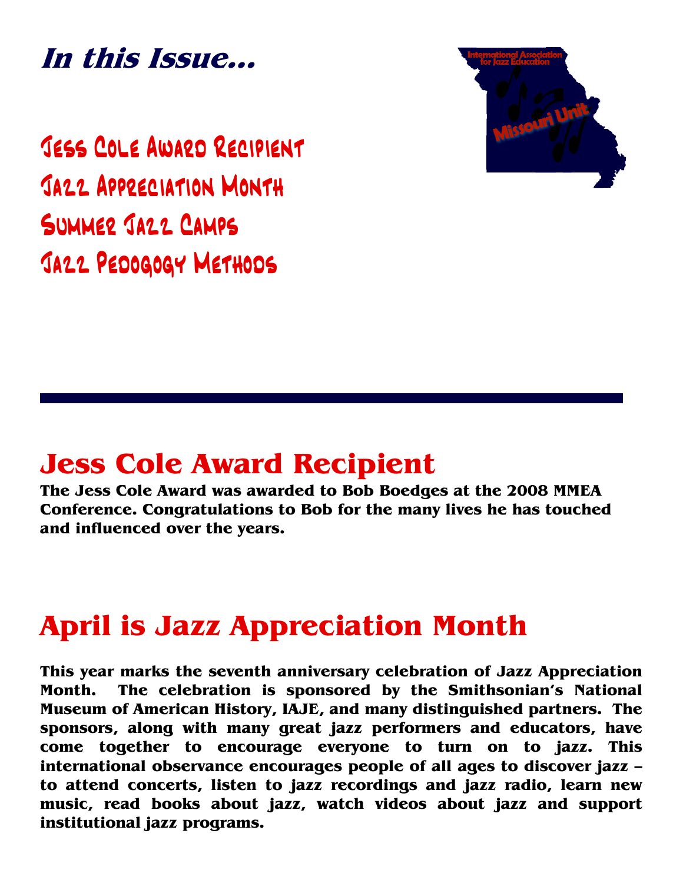## *In this Issue...*

Jess Cole Award Recipient
Jazz Appreciation Month
Summer Jazz Camps
Jazz Pedogogy Methods

International Association for Jazz Education

Missouri Unit

# Jess Cole Award Recipient

**The Jess Cole Award was awarded to Bob Boedges at the 2008 MMEA Conference. Congratulations to Bob for the many lives he has touched and influenced over the years.**

# April is Jazz Appreciation Month

**This year marks the seventh anniversary celebration of Jazz Appreciation Month. The celebration is sponsored by the Smithsonian's National Museum of American History, IAJE, and many distinguished partners. The sponsors, along with many great jazz performers and educators, have come together to encourage everyone to turn on to jazz. This international observance encourages people of all ages to discover jazz – to attend concerts, listen to jazz recordings and jazz radio, learn new music, read books about jazz, watch videos about jazz and support institutional jazz programs.**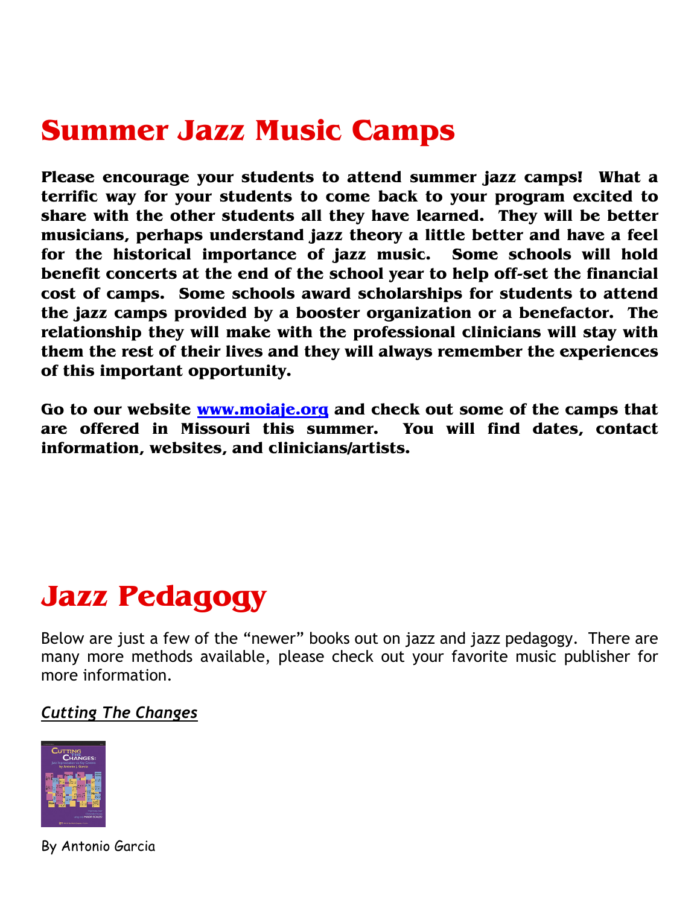# Summer Jazz Music Camps

**Please encourage your students to attend summer jazz camps! What a terrific way for your students to come back to your program excited to share with the other students all they have learned. They will be better musicians, perhaps understand jazz theory a little better and have a feel for the historical importance of jazz music. Some schools will hold benefit concerts at the end of the school year to help off-set the financial cost of camps. Some schools award scholarships for students to attend the jazz camps provided by a booster organization or a benefactor. The relationship they will make with the professional clinicians will stay with them the rest of their lives and they will always remember the experiences of this important opportunity.**

**Go to our website [www.moiaje.org](http://www.moiaje.org) and check out some of the camps that are offered in Missouri this summer. You will find dates, contact information, websites, and clinicians/artists.**

# Jazz Pedagogy

Below are just a few of the "newer" books out on jazz and jazz pedagogy. There are many more methods available, please check out your favorite music publisher for more information.

***Cutting The Changes***

By Antonio Garcia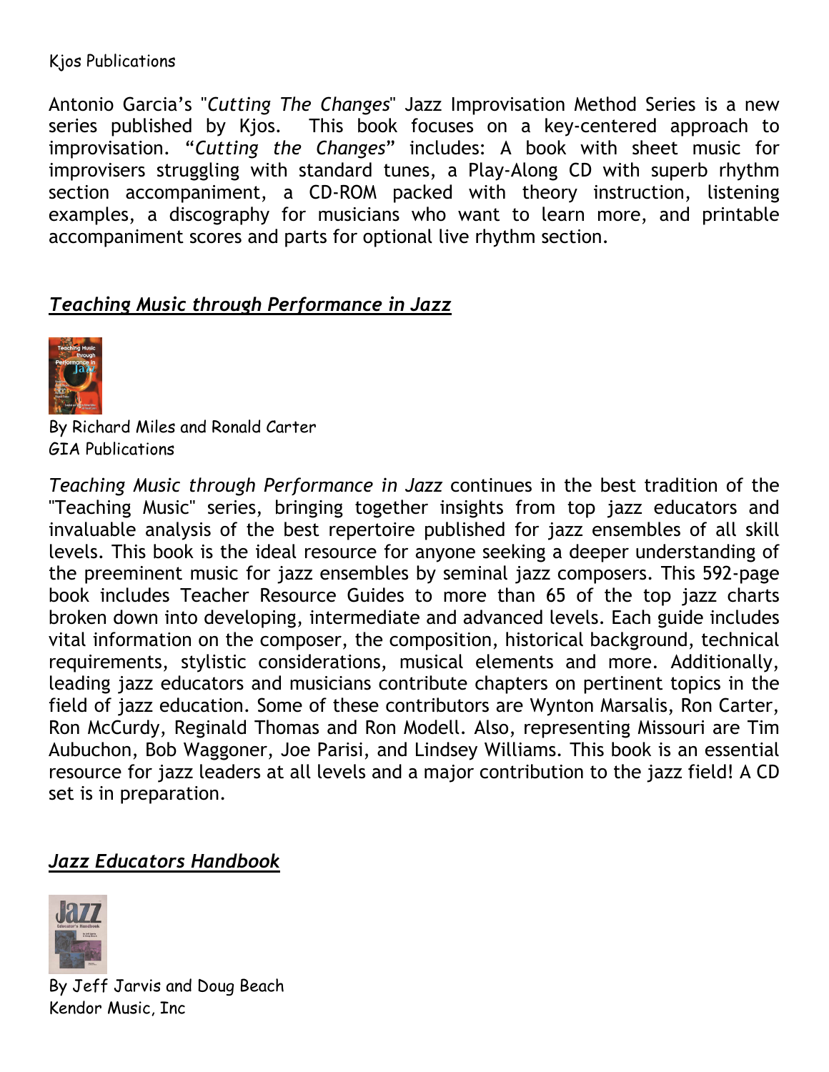Kjos Publications

Antonio Garcia's "*Cutting The Changes*" Jazz Improvisation Method Series is a new series published by Kjos. This book focuses on a key-centered approach to improvisation. "*Cutting the Changes*" includes: A book with sheet music for improvisers struggling with standard tunes, a Play-Along CD with superb rhythm section accompaniment, a CD-ROM packed with theory instruction, listening examples, a discography for musicians who want to learn more, and printable accompaniment scores and parts for optional live rhythm section.

## ***Teaching Music through Performance in Jazz***

By Richard Miles and Ronald Carter
GIA Publications

*Teaching Music through Performance in Jazz* continues in the best tradition of the "Teaching Music" series, bringing together insights from top jazz educators and invaluable analysis of the best repertoire published for jazz ensembles of all skill levels. This book is the ideal resource for anyone seeking a deeper understanding of the preeminent music for jazz ensembles by seminal jazz composers. This 592-page book includes Teacher Resource Guides to more than 65 of the top jazz charts broken down into developing, intermediate and advanced levels. Each guide includes vital information on the composer, the composition, historical background, technical requirements, stylistic considerations, musical elements and more. Additionally, leading jazz educators and musicians contribute chapters on pertinent topics in the field of jazz education. Some of these contributors are Wynton Marsalis, Ron Carter, Ron McCurdy, Reginald Thomas and Ron Modell. Also, representing Missouri are Tim Aubuchon, Bob Waggoner, Joe Parisi, and Lindsey Williams. This book is an essential resource for jazz leaders at all levels and a major contribution to the jazz field! A CD set is in preparation.

## ***Jazz Educators Handbook***

By Jeff Jarvis and Doug Beach
Kendor Music, Inc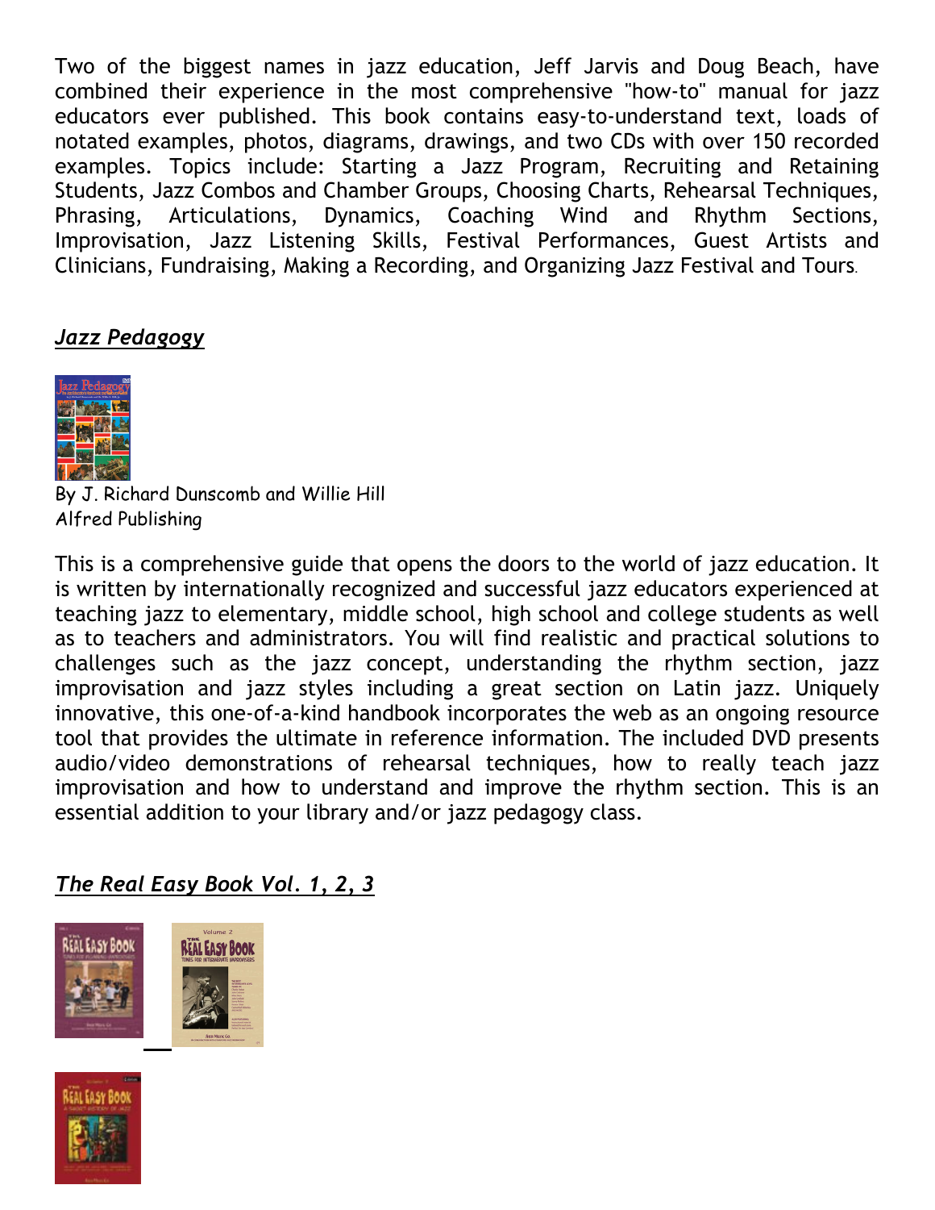Two of the biggest names in jazz education, Jeff Jarvis and Doug Beach, have combined their experience in the most comprehensive "how-to" manual for jazz educators ever published. This book contains easy-to-understand text, loads of notated examples, photos, diagrams, drawings, and two CDs with over 150 recorded examples. Topics include: Starting a Jazz Program, Recruiting and Retaining Students, Jazz Combos and Chamber Groups, Choosing Charts, Rehearsal Techniques, Phrasing, Articulations, Dynamics, Coaching Wind and Rhythm Sections, Improvisation, Jazz Listening Skills, Festival Performances, Guest Artists and Clinicians, Fundraising, Making a Recording, and Organizing Jazz Festival and Tours.

***Jazz Pedagogy***

By J. Richard Dunscomb and Willie Hill
Alfred Publishing

This is a comprehensive guide that opens the doors to the world of jazz education. It is written by internationally recognized and successful jazz educators experienced at teaching jazz to elementary, middle school, high school and college students as well as to teachers and administrators. You will find realistic and practical solutions to challenges such as the jazz concept, understanding the rhythm section, jazz improvisation and jazz styles including a great section on Latin jazz. Uniquely innovative, this one-of-a-kind handbook incorporates the web as an ongoing resource tool that provides the ultimate in reference information. The included DVD presents audio/video demonstrations of rehearsal techniques, how to really teach jazz improvisation and how to understand and improve the rhythm section. This is an essential addition to your library and/or jazz pedagogy class.

***The Real Easy Book Vol. 1, 2, 3***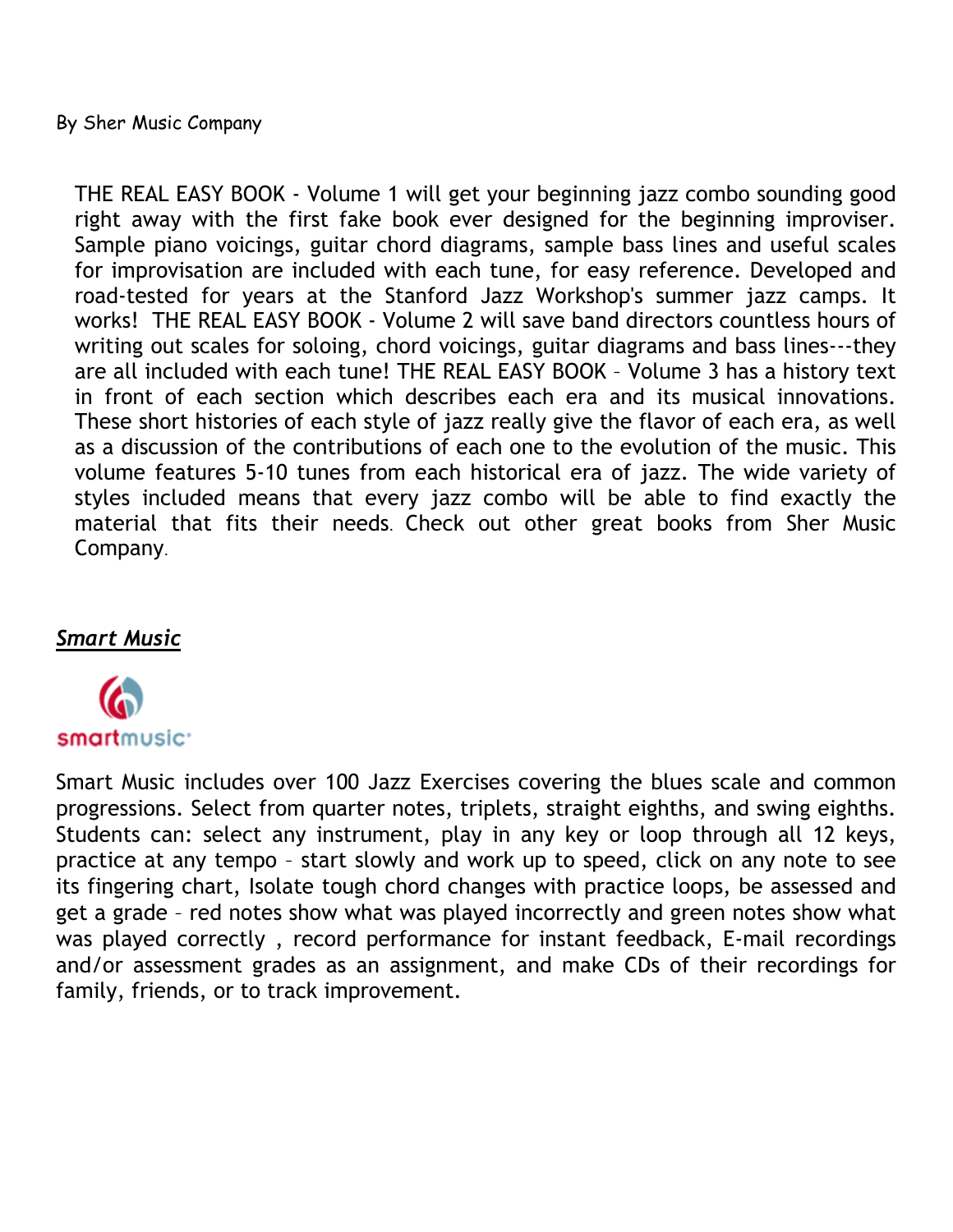By Sher Music Company

THE REAL EASY BOOK - Volume 1 will get your beginning jazz combo sounding good right away with the first fake book ever designed for the beginning improviser. Sample piano voicings, guitar chord diagrams, sample bass lines and useful scales for improvisation are included with each tune, for easy reference. Developed and road-tested for years at the Stanford Jazz Workshop's summer jazz camps. It works! THE REAL EASY BOOK - Volume 2 will save band directors countless hours of writing out scales for soloing, chord voicings, guitar diagrams and bass lines---they are all included with each tune! THE REAL EASY BOOK – Volume 3 has a history text in front of each section which describes each era and its musical innovations. These short histories of each style of jazz really give the flavor of each era, as well as a discussion of the contributions of each one to the evolution of the music. This volume features 5-10 tunes from each historical era of jazz. The wide variety of styles included means that every jazz combo will be able to find exactly the material that fits their needs. Check out other great books from Sher Music Company.

***Smart Music***

smartmusic

Smart Music includes over 100 Jazz Exercises covering the blues scale and common progressions. Select from quarter notes, triplets, straight eighths, and swing eighths. Students can: select any instrument, play in any key or loop through all 12 keys, practice at any tempo – start slowly and work up to speed, click on any note to see its fingering chart, Isolate tough chord changes with practice loops, be assessed and get a grade – red notes show what was played incorrectly and green notes show what was played correctly , record performance for instant feedback, E-mail recordings and/or assessment grades as an assignment, and make CDs of their recordings for family, friends, or to track improvement.